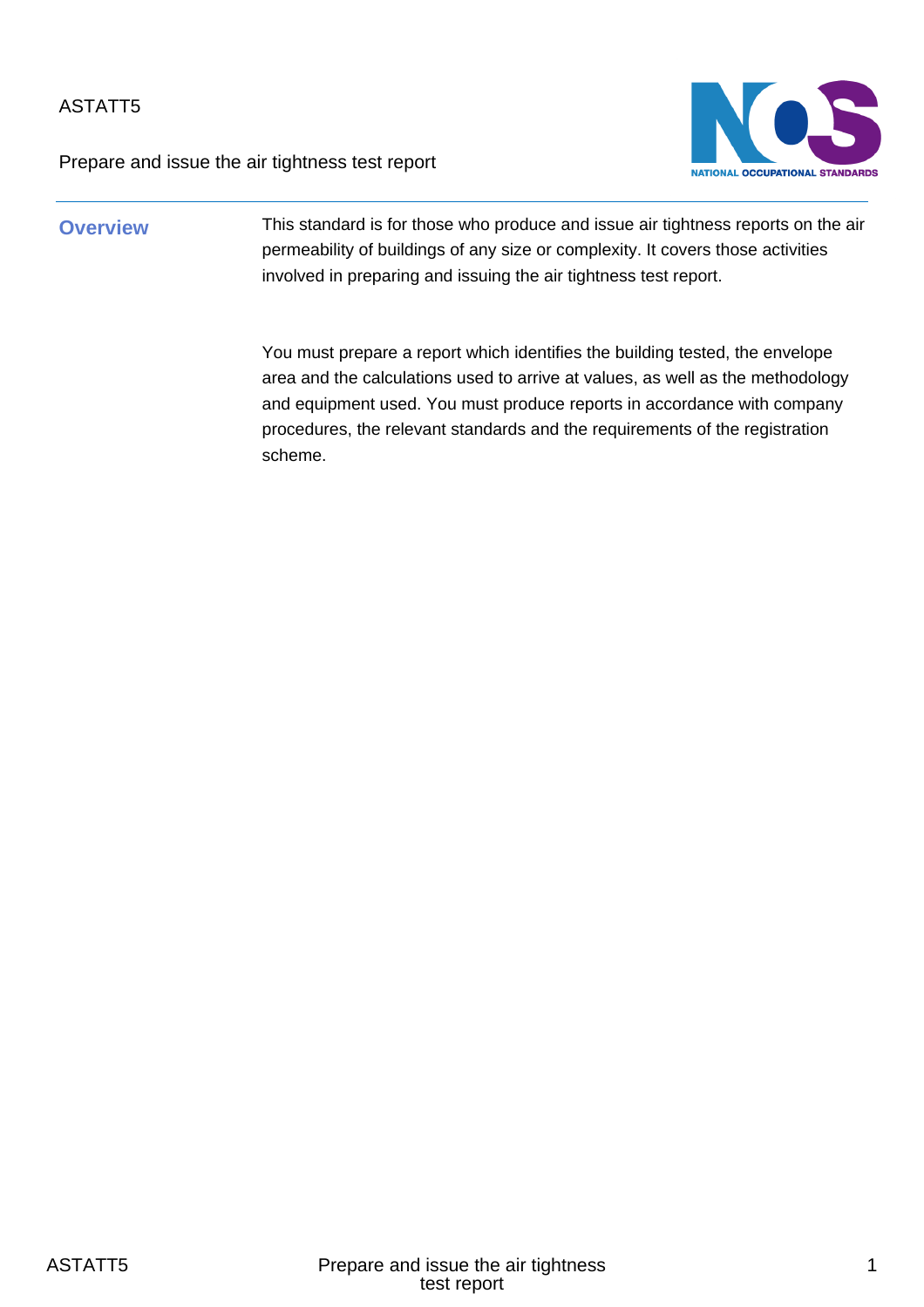ASTATT5

Prepare and issue the air tightness test report

## Overview

This standard is for those who produce and issue air tightness reports on the air permeability of buildings of any size or complexity. It covers those activities involved in preparing and issuing the air tightness test report.

You must prepare a report which identifies the building tested, the envelope area and the calculations used to arrive at values, as well as the methodology and equipment used. You must produce reports in accordance with company procedures, the relevant standards and the requirements of the registration scheme.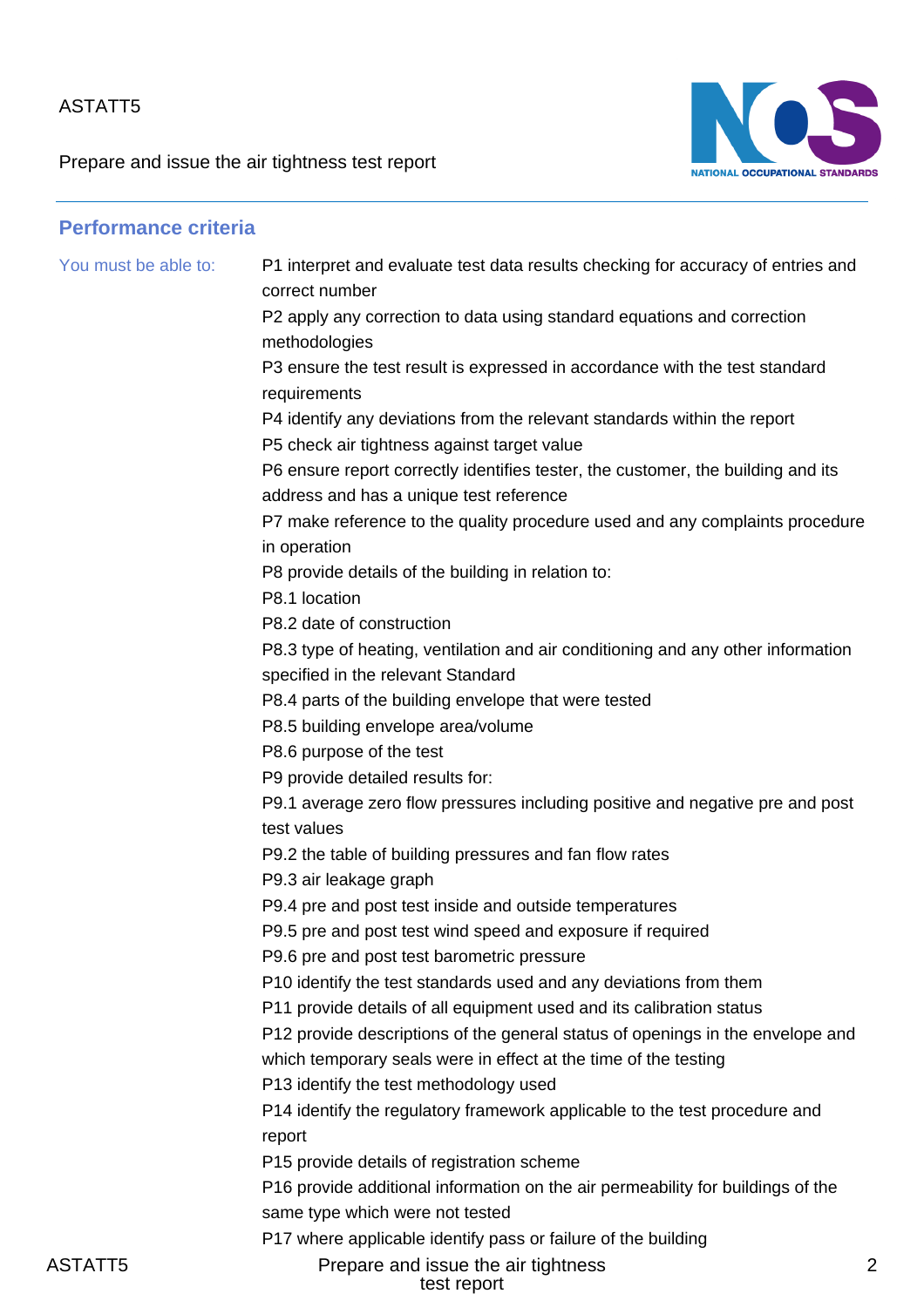## Performance criteria

You must be able to:

P1 interpret and evaluate test data results checking for accuracy of entries and correct number

P2 apply any correction to data using standard equations and correction methodologies

P3 ensure the test result is expressed in accordance with the test standard requirements

P4 identify any deviations from the relevant standards within the report

P5 check air tightness against target value

P6 ensure report correctly identifies tester, the customer, the building and its address and has a unique test reference

P7 make reference to the quality procedure used and any complaints procedure in operation

P8 provide details of the building in relation to:

P8.1 location

P8.2 date of construction

P8.3 type of heating, ventilation and air conditioning and any other information specified in the relevant Standard

P8.4 parts of the building envelope that were tested

P8.5 building envelope area/volume

P8.6 purpose of the test

P9 provide detailed results for:

P9.1 average zero flow pressures including positive and negative pre and post test values

P9.2 the table of building pressures and fan flow rates

P9.3 air leakage graph

P9.4 pre and post test inside and outside temperatures

P9.5 pre and post test wind speed and exposure if required

P9.6 pre and post test barometric pressure

P10 identify the test standards used and any deviations from them

P11 provide details of all equipment used and its calibration status

P12 provide descriptions of the general status of openings in the envelope and which temporary seals were in effect at the time of the testing

P13 identify the test methodology used

P14 identify the regulatory framework applicable to the test procedure and report

P15 provide details of registration scheme

P16 provide additional information on the air permeability for buildings of the same type which were not tested

P17 where applicable identify pass or failure of the building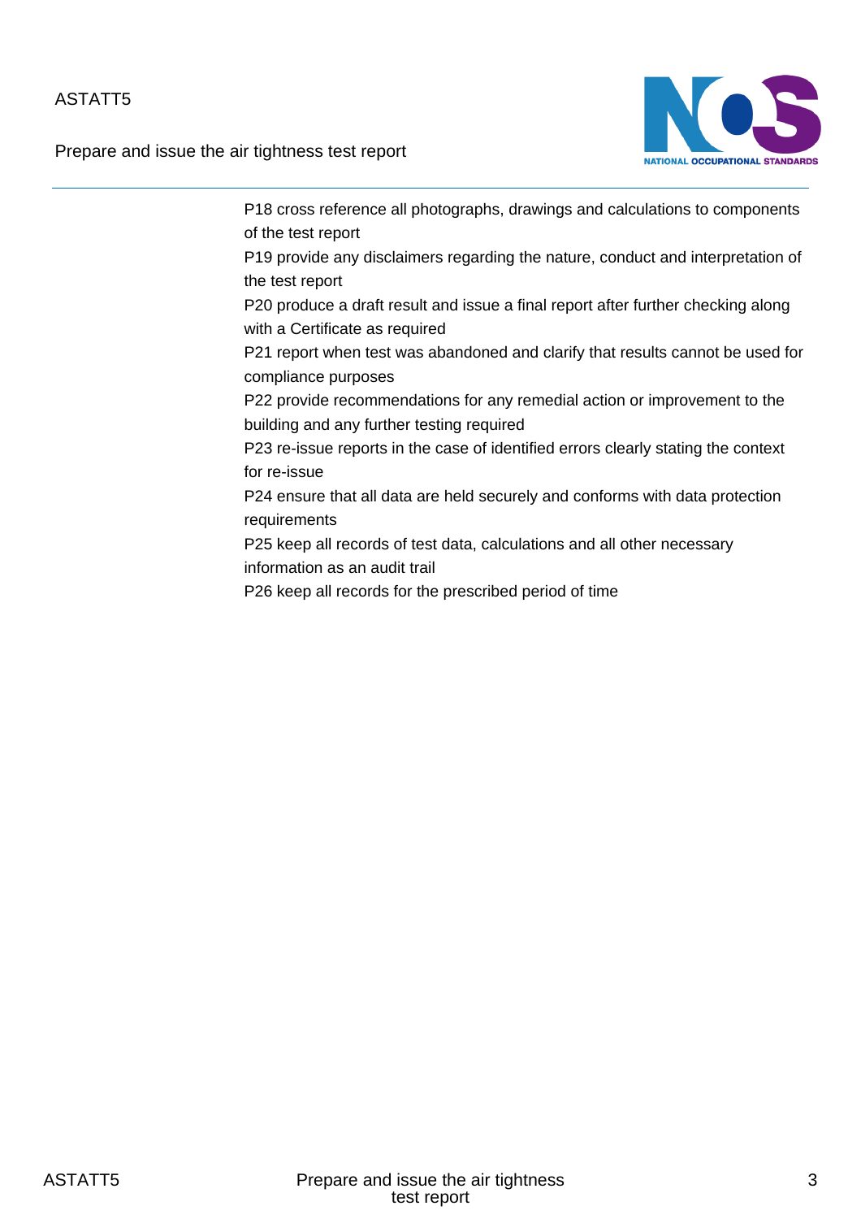P18 cross reference all photographs, drawings and calculations to components of the test report

P19 provide any disclaimers regarding the nature, conduct and interpretation of the test report

P20 produce a draft result and issue a final report after further checking along with a Certificate as required

P21 report when test was abandoned and clarify that results cannot be used for compliance purposes

P22 provide recommendations for any remedial action or improvement to the building and any further testing required

P23 re-issue reports in the case of identified errors clearly stating the context for re-issue

P24 ensure that all data are held securely and conforms with data protection requirements

P25 keep all records of test data, calculations and all other necessary information as an audit trail

P26 keep all records for the prescribed period of time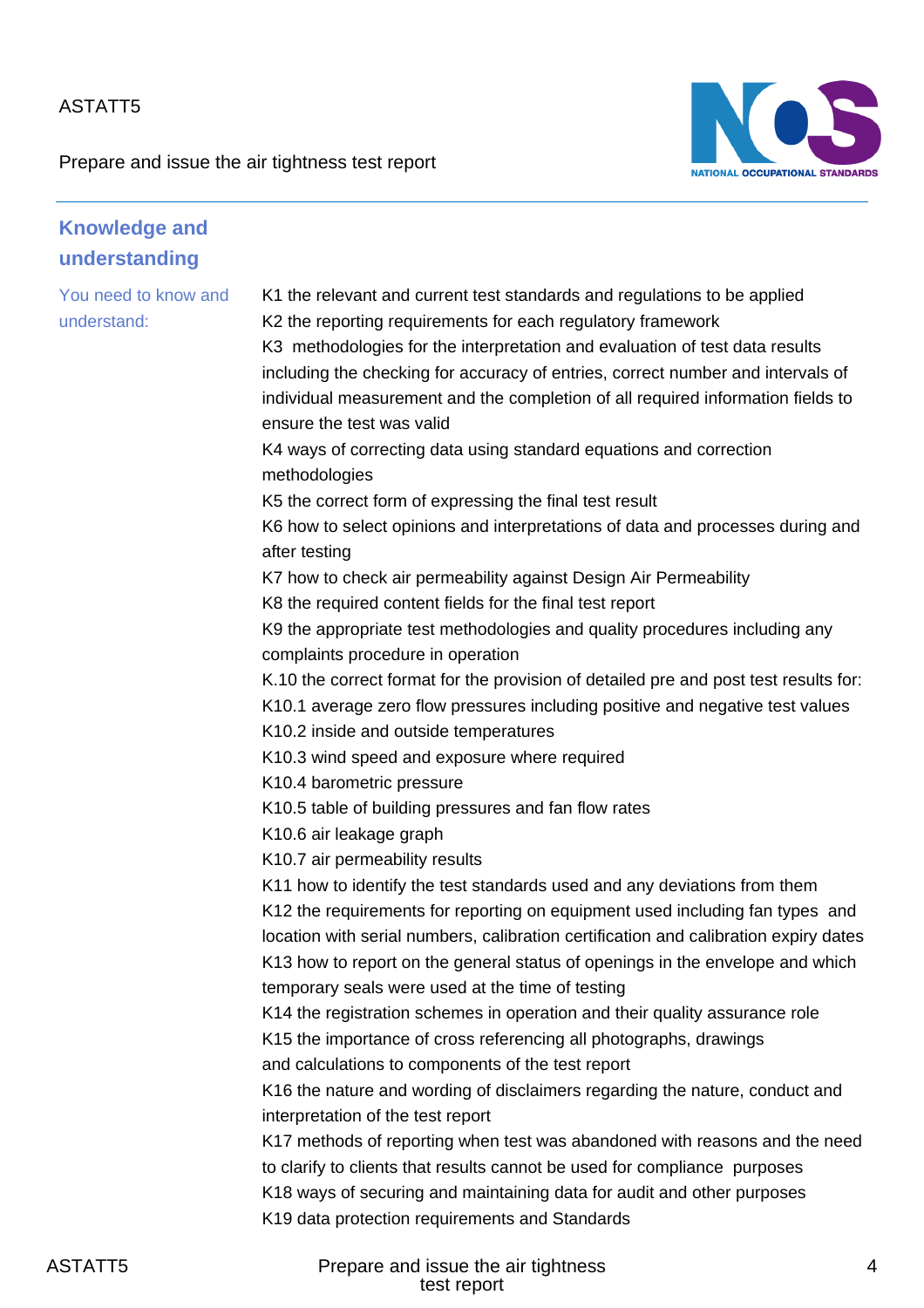## Knowledge and understanding

You need to know and understand:

K1 the relevant and current test standards and regulations to be applied

K2 the reporting requirements for each regulatory framework

K3 methodologies for the interpretation and evaluation of test data results including the checking for accuracy of entries, correct number and intervals of individual measurement and the completion of all required information fields to ensure the test was valid

K4 ways of correcting data using standard equations and correction methodologies

K5 the correct form of expressing the final test result

K6 how to select opinions and interpretations of data and processes during and after testing

K7 how to check air permeability against Design Air Permeability

K8 the required content fields for the final test report

K9 the appropriate test methodologies and quality procedures including any complaints procedure in operation

K.10 the correct format for the provision of detailed pre and post test results for:

K10.1 average zero flow pressures including positive and negative test values

K10.2 inside and outside temperatures

K10.3 wind speed and exposure where required

K10.4 barometric pressure

K10.5 table of building pressures and fan flow rates

K10.6 air leakage graph

K10.7 air permeability results

K11 how to identify the test standards used and any deviations from them

K12 the requirements for reporting on equipment used including fan types and location with serial numbers, calibration certification and calibration expiry dates

K13 how to report on the general status of openings in the envelope and which temporary seals were used at the time of testing

K14 the registration schemes in operation and their quality assurance role

K15 the importance of cross referencing all photographs, drawings and calculations to components of the test report

K16 the nature and wording of disclaimers regarding the nature, conduct and interpretation of the test report

K17 methods of reporting when test was abandoned with reasons and the need to clarify to clients that results cannot be used for compliance purposes

K18 ways of securing and maintaining data for audit and other purposes

K19 data protection requirements and Standards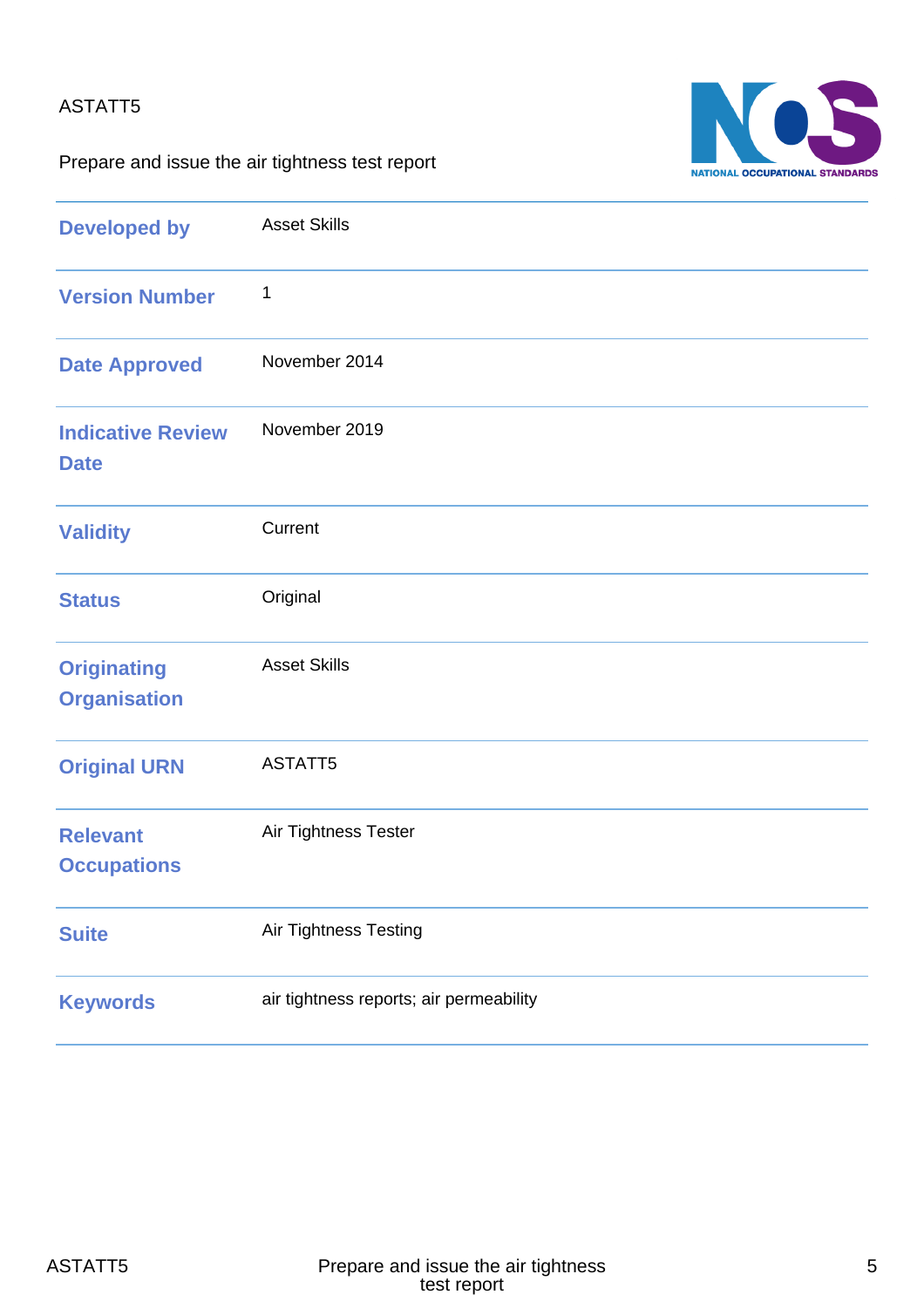ASTATT5

Prepare and issue the air tightness test report

| | |
|---|---|
| **Developed by** | Asset Skills |
| **Version Number** | 1 |
| **Date Approved** | November 2014 |
| **Indicative Review Date** | November 2019 |
| **Validity** | Current |
| **Status** | Original |
| **Originating Organisation** | Asset Skills |
| **Original URN** | ASTATT5 |
| **Relevant Occupations** | Air Tightness Tester |
| **Suite** | Air Tightness Testing |
| **Keywords** | air tightness reports; air permeability |